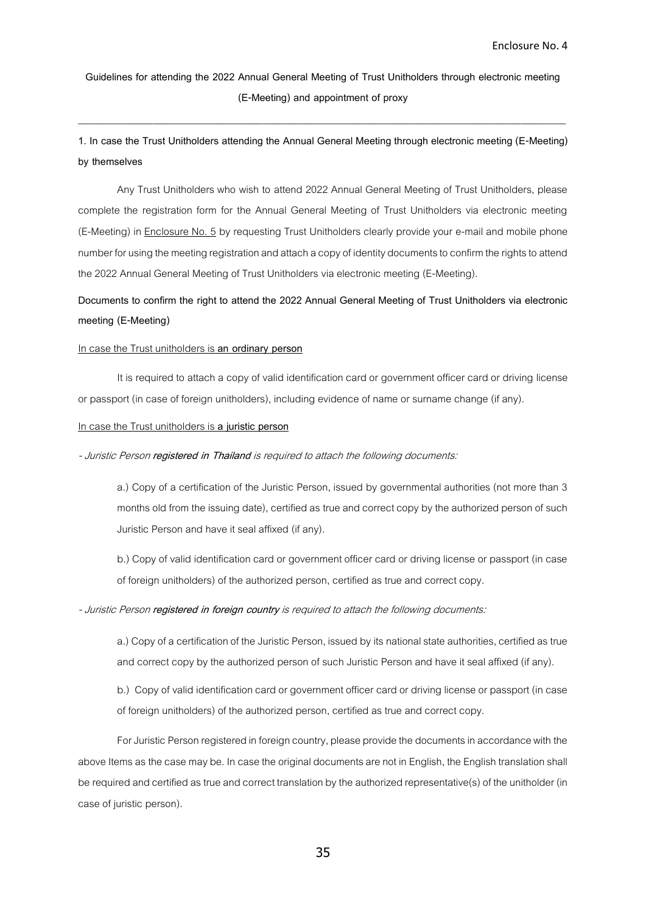Enclosure No. 4

**Guidelines for attending the 2022 Annual General Meeting of Trust Unitholders through electronic meeting (E-Meeting) and appointment of proxy**

---

**1. In case the Trust Unitholders attending the Annual General Meeting through electronic meeting (E-Meeting) by themselves**

Any Trust Unitholders who wish to attend 2022 Annual General Meeting of Trust Unitholders, please complete the registration form for the Annual General Meeting of Trust Unitholders via electronic meeting (E-Meeting) in Enclosure No. 5 by requesting Trust Unitholders clearly provide your e-mail and mobile phone number for using the meeting registration and attach a copy of identity documents to confirm the rights to attend the 2022 Annual General Meeting of Trust Unitholders via electronic meeting (E-Meeting).

**Documents to confirm the right to attend the 2022 Annual General Meeting of Trust Unitholders via electronic meeting (E-Meeting)**

In case the Trust unitholders is **an ordinary person**

It is required to attach a copy of valid identification card or government officer card or driving license or passport (in case of foreign unitholders), including evidence of name or surname change (if any).

In case the Trust unitholders is **a juristic person**

*- Juristic Person **registered in Thailand** is required to attach the following documents:*

a.) Copy of a certification of the Juristic Person, issued by governmental authorities (not more than 3 months old from the issuing date), certified as true and correct copy by the authorized person of such Juristic Person and have it seal affixed (if any).

b.) Copy of valid identification card or government officer card or driving license or passport (in case of foreign unitholders) of the authorized person, certified as true and correct copy.

*- Juristic Person **registered in foreign country** is required to attach the following documents:*

a.) Copy of a certification of the Juristic Person, issued by its national state authorities, certified as true and correct copy by the authorized person of such Juristic Person and have it seal affixed (if any).

b.) Copy of valid identification card or government officer card or driving license or passport (in case of foreign unitholders) of the authorized person, certified as true and correct copy.

For Juristic Person registered in foreign country, please provide the documents in accordance with the above Items as the case may be. In case the original documents are not in English, the English translation shall be required and certified as true and correct translation by the authorized representative(s) of the unitholder (in case of juristic person).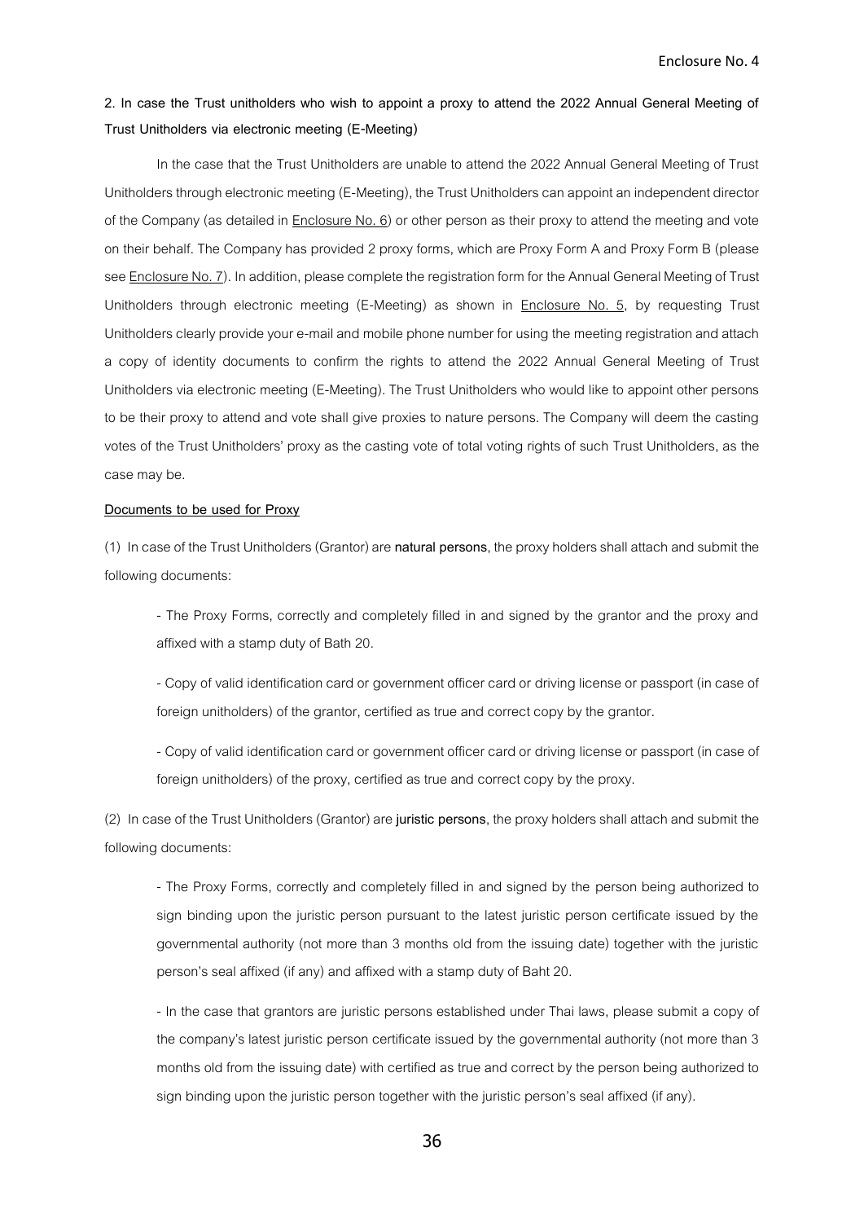**2. In case the Trust unitholders who wish to appoint a proxy to attend the 2022 Annual General Meeting of Trust Unitholders via electronic meeting (E-Meeting)**

In the case that the Trust Unitholders are unable to attend the 2022 Annual General Meeting of Trust Unitholders through electronic meeting (E-Meeting), the Trust Unitholders can appoint an independent director of the Company (as detailed in Enclosure No. 6) or other person as their proxy to attend the meeting and vote on their behalf. The Company has provided 2 proxy forms, which are Proxy Form A and Proxy Form B (please see Enclosure No. 7). In addition, please complete the registration form for the Annual General Meeting of Trust Unitholders through electronic meeting (E-Meeting) as shown in Enclosure No. 5, by requesting Trust Unitholders clearly provide your e-mail and mobile phone number for using the meeting registration and attach a copy of identity documents to confirm the rights to attend the 2022 Annual General Meeting of Trust Unitholders via electronic meeting (E-Meeting). The Trust Unitholders who would like to appoint other persons to be their proxy to attend and vote shall give proxies to nature persons. The Company will deem the casting votes of the Trust Unitholders' proxy as the casting vote of total voting rights of such Trust Unitholders, as the case may be.

**Documents to be used for Proxy**

(1) In case of the Trust Unitholders (Grantor) are **natural persons**, the proxy holders shall attach and submit the following documents:

- The Proxy Forms, correctly and completely filled in and signed by the grantor and the proxy and affixed with a stamp duty of Bath 20.
- Copy of valid identification card or government officer card or driving license or passport (in case of foreign unitholders) of the grantor, certified as true and correct copy by the grantor.
- Copy of valid identification card or government officer card or driving license or passport (in case of foreign unitholders) of the proxy, certified as true and correct copy by the proxy.

(2) In case of the Trust Unitholders (Grantor) are **juristic persons**, the proxy holders shall attach and submit the following documents:

- The Proxy Forms, correctly and completely filled in and signed by the person being authorized to sign binding upon the juristic person pursuant to the latest juristic person certificate issued by the governmental authority (not more than 3 months old from the issuing date) together with the juristic person's seal affixed (if any) and affixed with a stamp duty of Baht 20.
- In the case that grantors are juristic persons established under Thai laws, please submit a copy of the company's latest juristic person certificate issued by the governmental authority (not more than 3 months old from the issuing date) with certified as true and correct by the person being authorized to sign binding upon the juristic person together with the juristic person's seal affixed (if any).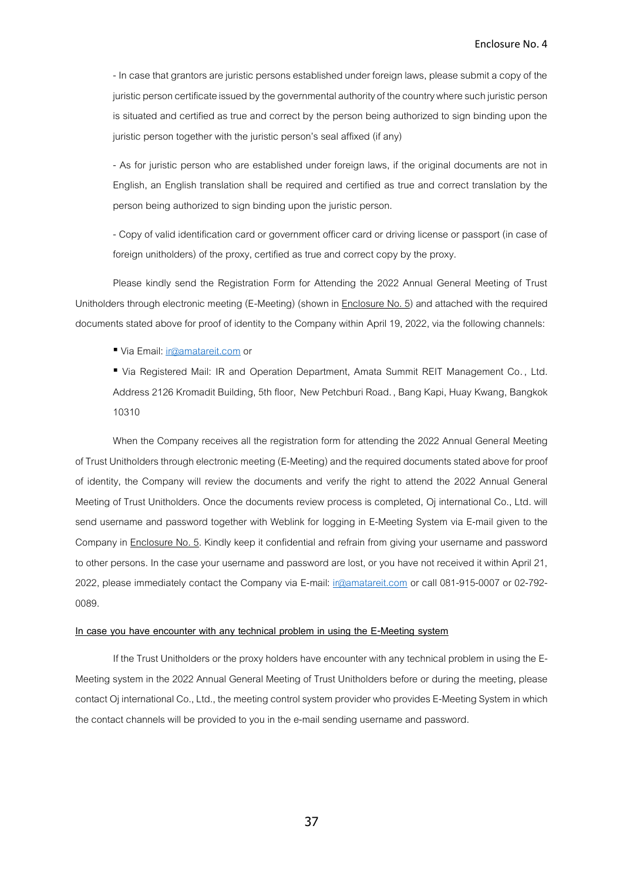- In case that grantors are juristic persons established under foreign laws, please submit a copy of the juristic person certificate issued by the governmental authority of the country where such juristic person is situated and certified as true and correct by the person being authorized to sign binding upon the juristic person together with the juristic person's seal affixed (if any)

- As for juristic person who are established under foreign laws, if the original documents are not in English, an English translation shall be required and certified as true and correct translation by the person being authorized to sign binding upon the juristic person.

- Copy of valid identification card or government officer card or driving license or passport (in case of foreign unitholders) of the proxy, certified as true and correct copy by the proxy.

Please kindly send the Registration Form for Attending the 2022 Annual General Meeting of Trust Unitholders through electronic meeting (E-Meeting) (shown in Enclosure No. 5) and attached with the required documents stated above for proof of identity to the Company within April 19, 2022, via the following channels:

- Via Email: ir@amatareit.com or
- Via Registered Mail: IR and Operation Department, Amata Summit REIT Management Co., Ltd. Address 2126 Kromadit Building, 5th floor, New Petchburi Road., Bang Kapi, Huay Kwang, Bangkok 10310

When the Company receives all the registration form for attending the 2022 Annual General Meeting of Trust Unitholders through electronic meeting (E-Meeting) and the required documents stated above for proof of identity, the Company will review the documents and verify the right to attend the 2022 Annual General Meeting of Trust Unitholders. Once the documents review process is completed, Oj international Co., Ltd. will send username and password together with Weblink for logging in E-Meeting System via E-mail given to the Company in Enclosure No. 5. Kindly keep it confidential and refrain from giving your username and password to other persons. In the case your username and password are lost, or you have not received it within April 21, 2022, please immediately contact the Company via E-mail: ir@amatareit.com or call 081-915-0007 or 02-792-0089.

**In case you have encounter with any technical problem in using the E-Meeting system**

If the Trust Unitholders or the proxy holders have encounter with any technical problem in using the E-Meeting system in the 2022 Annual General Meeting of Trust Unitholders before or during the meeting, please contact Oj international Co., Ltd., the meeting control system provider who provides E-Meeting System in which the contact channels will be provided to you in the e-mail sending username and password.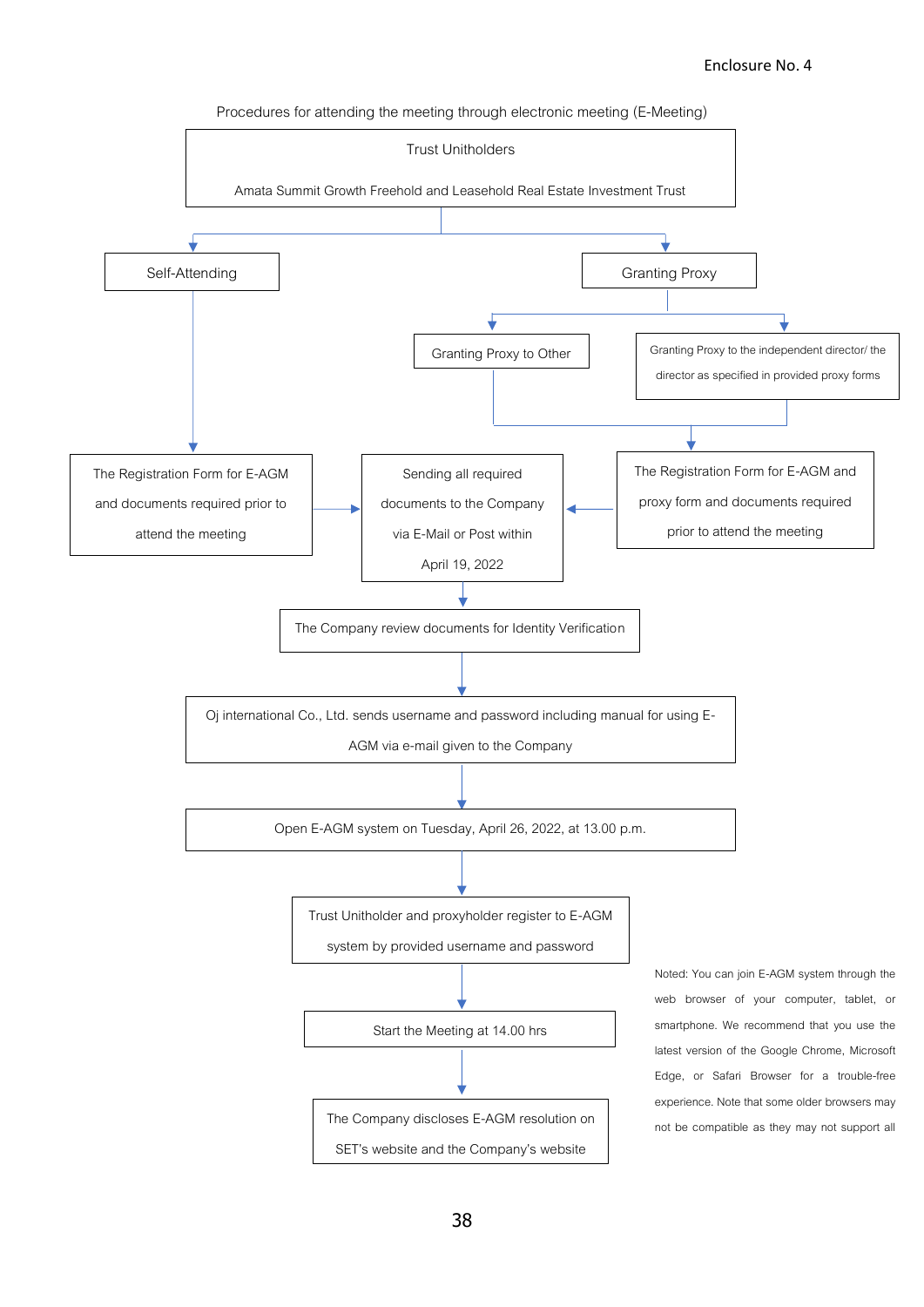Enclosure No. 4

Procedures for attending the meeting through electronic meeting (E-Meeting)

Trust Unitholders

Amata Summit Growth Freehold and Leasehold Real Estate Investment Trust

Self-Attending

Granting Proxy

Granting Proxy to Other

Granting Proxy to the independent director/ the director as specified in provided proxy forms

The Registration Form for E-AGM and documents required prior to attend the meeting

Sending all required documents to the Company via E-Mail or Post within April 19, 2022

The Registration Form for E-AGM and proxy form and documents required prior to attend the meeting

The Company review documents for Identity Verification

Oj international Co., Ltd. sends username and password including manual for using E-AGM via e-mail given to the Company

Open E-AGM system on Tuesday, April 26, 2022, at 13.00 p.m.

Trust Unitholder and proxyholder register to E-AGM system by provided username and password

Start the Meeting at 14.00 hrs

The Company discloses E-AGM resolution on SET's website and the Company's website

Noted: You can join E-AGM system through the web browser of your computer, tablet, or smartphone. We recommend that you use the latest version of the Google Chrome, Microsoft Edge, or Safari Browser for a trouble-free experience. Note that some older browsers may not be compatible as they may not support all